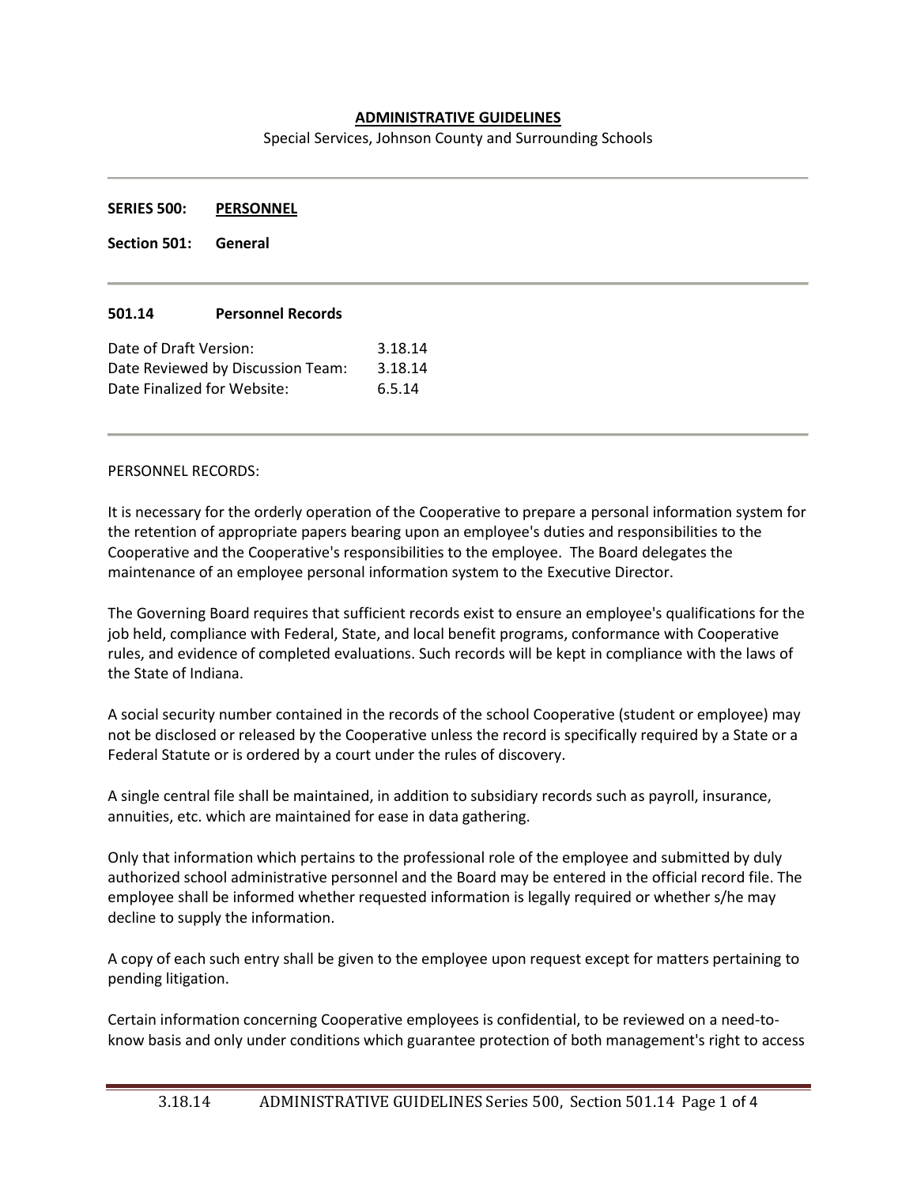**ADMINISTRATIVE GUIDELINES**

Special Services, Johnson County and Surrounding Schools

---

**SERIES 500: PERSONNEL**

**Section 501: General**

---

**501.14 Personnel Records**

Date of Draft Version: 3.18.14
Date Reviewed by Discussion Team: 3.18.14
Date Finalized for Website: 6.5.14

---

PERSONNEL RECORDS:

It is necessary for the orderly operation of the Cooperative to prepare a personal information system for the retention of appropriate papers bearing upon an employee's duties and responsibilities to the Cooperative and the Cooperative's responsibilities to the employee. The Board delegates the maintenance of an employee personal information system to the Executive Director.

The Governing Board requires that sufficient records exist to ensure an employee's qualifications for the job held, compliance with Federal, State, and local benefit programs, conformance with Cooperative rules, and evidence of completed evaluations. Such records will be kept in compliance with the laws of the State of Indiana.

A social security number contained in the records of the school Cooperative (student or employee) may not be disclosed or released by the Cooperative unless the record is specifically required by a State or a Federal Statute or is ordered by a court under the rules of discovery.

A single central file shall be maintained, in addition to subsidiary records such as payroll, insurance, annuities, etc. which are maintained for ease in data gathering.

Only that information which pertains to the professional role of the employee and submitted by duly authorized school administrative personnel and the Board may be entered in the official record file. The employee shall be informed whether requested information is legally required or whether s/he may decline to supply the information.

A copy of each such entry shall be given to the employee upon request except for matters pertaining to pending litigation.

Certain information concerning Cooperative employees is confidential, to be reviewed on a need-to-know basis and only under conditions which guarantee protection of both management's right to access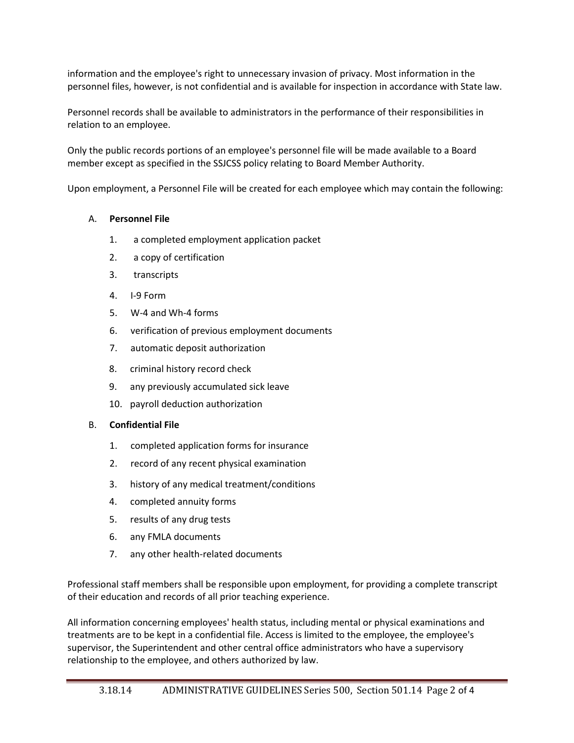information and the employee's right to unnecessary invasion of privacy. Most information in the personnel files, however, is not confidential and is available for inspection in accordance with State law.

Personnel records shall be available to administrators in the performance of their responsibilities in relation to an employee.

Only the public records portions of an employee's personnel file will be made available to a Board member except as specified in the SSJCSS policy relating to Board Member Authority.

Upon employment, a Personnel File will be created for each employee which may contain the following:

A. **Personnel File**

   1. a completed employment application packet
   2. a copy of certification
   3. transcripts
   4. I-9 Form
   5. W-4 and Wh-4 forms
   6. verification of previous employment documents
   7. automatic deposit authorization
   8. criminal history record check
   9. any previously accumulated sick leave
   10. payroll deduction authorization

B. **Confidential File**

   1. completed application forms for insurance
   2. record of any recent physical examination
   3. history of any medical treatment/conditions
   4. completed annuity forms
   5. results of any drug tests
   6. any FMLA documents
   7. any other health-related documents

Professional staff members shall be responsible upon employment, for providing a complete transcript of their education and records of all prior teaching experience.

All information concerning employees' health status, including mental or physical examinations and treatments are to be kept in a confidential file. Access is limited to the employee, the employee's supervisor, the Superintendent and other central office administrators who have a supervisory relationship to the employee, and others authorized by law.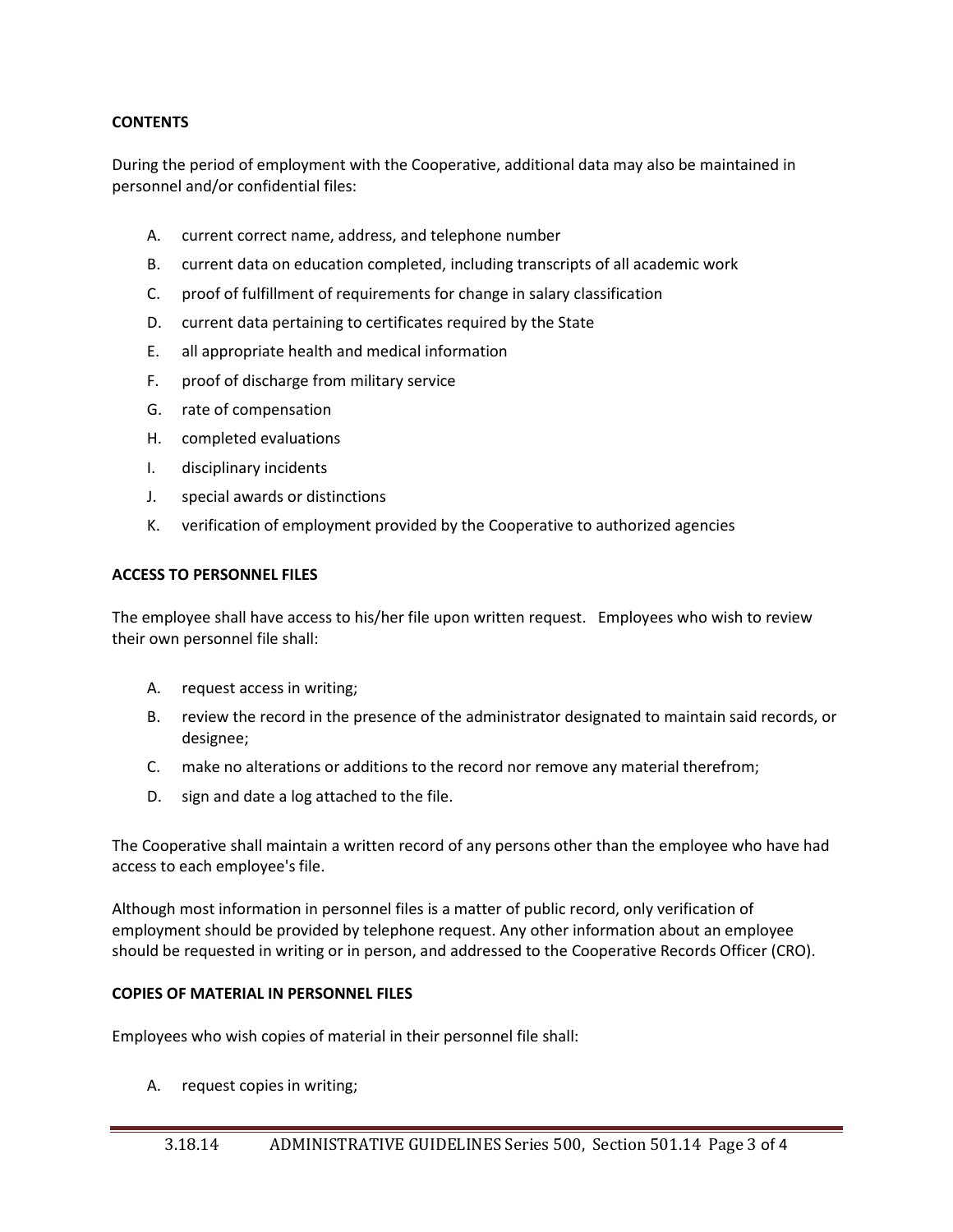**CONTENTS**

During the period of employment with the Cooperative, additional data may also be maintained in personnel and/or confidential files:

A. current correct name, address, and telephone number
B. current data on education completed, including transcripts of all academic work
C. proof of fulfillment of requirements for change in salary classification
D. current data pertaining to certificates required by the State
E. all appropriate health and medical information
F. proof of discharge from military service
G. rate of compensation
H. completed evaluations
I. disciplinary incidents
J. special awards or distinctions
K. verification of employment provided by the Cooperative to authorized agencies

**ACCESS TO PERSONNEL FILES**

The employee shall have access to his/her file upon written request. Employees who wish to review their own personnel file shall:

A. request access in writing;
B. review the record in the presence of the administrator designated to maintain said records, or designee;
C. make no alterations or additions to the record nor remove any material therefrom;
D. sign and date a log attached to the file.

The Cooperative shall maintain a written record of any persons other than the employee who have had access to each employee's file.

Although most information in personnel files is a matter of public record, only verification of employment should be provided by telephone request. Any other information about an employee should be requested in writing or in person, and addressed to the Cooperative Records Officer (CRO).

**COPIES OF MATERIAL IN PERSONNEL FILES**

Employees who wish copies of material in their personnel file shall:

A. request copies in writing;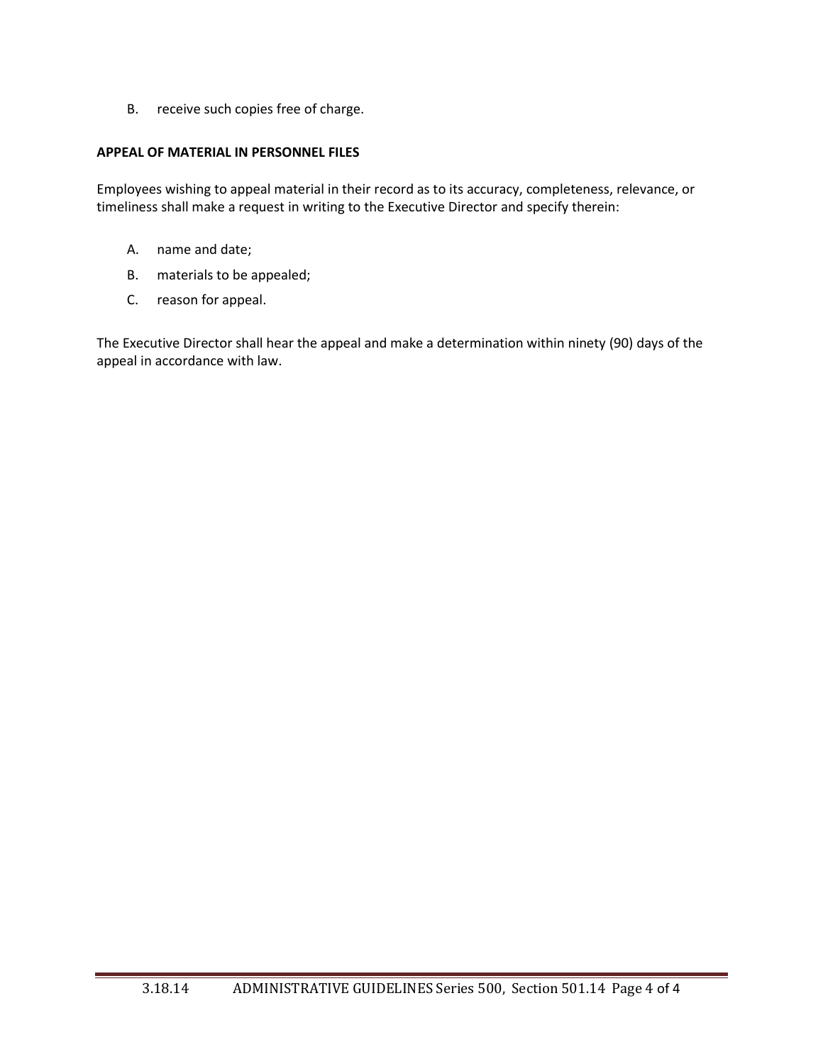B. receive such copies free of charge.

**APPEAL OF MATERIAL IN PERSONNEL FILES**

Employees wishing to appeal material in their record as to its accuracy, completeness, relevance, or timeliness shall make a request in writing to the Executive Director and specify therein:

A. name and date;

B. materials to be appealed;

C. reason for appeal.

The Executive Director shall hear the appeal and make a determination within ninety (90) days of the appeal in accordance with law.